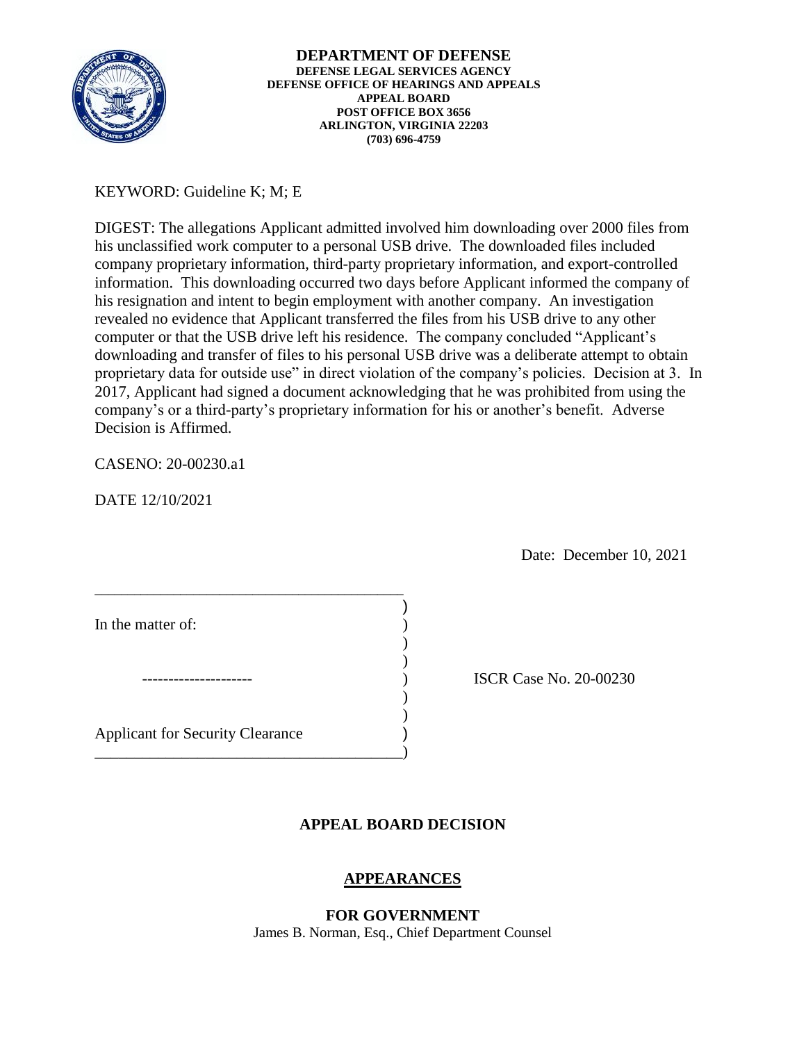**DEPARTMENT OF DEFENSE**
**DEFENSE LEGAL SERVICES AGENCY**
**DEFENSE OFFICE OF HEARINGS AND APPEALS**
**APPEAL BOARD**
**POST OFFICE BOX 3656**
**ARLINGTON, VIRGINIA 22203**
**(703) 696-4759**

KEYWORD: Guideline K; M; E

DIGEST: The allegations Applicant admitted involved him downloading over 2000 files from his unclassified work computer to a personal USB drive. The downloaded files included company proprietary information, third-party proprietary information, and export-controlled information. This downloading occurred two days before Applicant informed the company of his resignation and intent to begin employment with another company. An investigation revealed no evidence that Applicant transferred the files from his USB drive to any other computer or that the USB drive left his residence. The company concluded "Applicant's downloading and transfer of files to his personal USB drive was a deliberate attempt to obtain proprietary data for outside use" in direct violation of the company's policies. Decision at 3. In 2017, Applicant had signed a document acknowledging that he was prohibited from using the company's or a third-party's proprietary information for his or another's benefit. Adverse Decision is Affirmed.

CASENO: 20-00230.a1

DATE 12/10/2021

Date: December 10, 2021

In the matter of:

---------------------

Applicant for Security Clearance

ISCR Case No. 20-00230

## APPEAL BOARD DECISION

## APPEARANCES

**FOR GOVERNMENT**
James B. Norman, Esq., Chief Department Counsel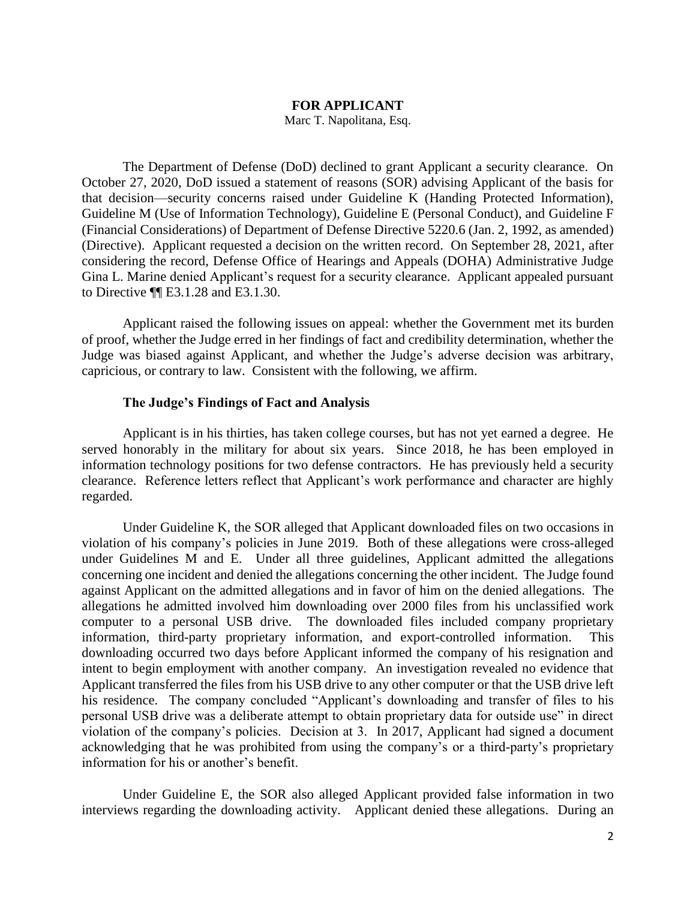**FOR APPLICANT**
Marc T. Napolitana, Esq.

The Department of Defense (DoD) declined to grant Applicant a security clearance. On October 27, 2020, DoD issued a statement of reasons (SOR) advising Applicant of the basis for that decision—security concerns raised under Guideline K (Handing Protected Information), Guideline M (Use of Information Technology), Guideline E (Personal Conduct), and Guideline F (Financial Considerations) of Department of Defense Directive 5220.6 (Jan. 2, 1992, as amended) (Directive). Applicant requested a decision on the written record. On September 28, 2021, after considering the record, Defense Office of Hearings and Appeals (DOHA) Administrative Judge Gina L. Marine denied Applicant's request for a security clearance. Applicant appealed pursuant to Directive ¶¶ E3.1.28 and E3.1.30.

Applicant raised the following issues on appeal: whether the Government met its burden of proof, whether the Judge erred in her findings of fact and credibility determination, whether the Judge was biased against Applicant, and whether the Judge's adverse decision was arbitrary, capricious, or contrary to law. Consistent with the following, we affirm.

**The Judge's Findings of Fact and Analysis**

Applicant is in his thirties, has taken college courses, but has not yet earned a degree. He served honorably in the military for about six years. Since 2018, he has been employed in information technology positions for two defense contractors. He has previously held a security clearance. Reference letters reflect that Applicant's work performance and character are highly regarded.

Under Guideline K, the SOR alleged that Applicant downloaded files on two occasions in violation of his company's policies in June 2019. Both of these allegations were cross-alleged under Guidelines M and E. Under all three guidelines, Applicant admitted the allegations concerning one incident and denied the allegations concerning the other incident. The Judge found against Applicant on the admitted allegations and in favor of him on the denied allegations. The allegations he admitted involved him downloading over 2000 files from his unclassified work computer to a personal USB drive. The downloaded files included company proprietary information, third-party proprietary information, and export-controlled information. This downloading occurred two days before Applicant informed the company of his resignation and intent to begin employment with another company. An investigation revealed no evidence that Applicant transferred the files from his USB drive to any other computer or that the USB drive left his residence. The company concluded "Applicant's downloading and transfer of files to his personal USB drive was a deliberate attempt to obtain proprietary data for outside use" in direct violation of the company's policies. Decision at 3. In 2017, Applicant had signed a document acknowledging that he was prohibited from using the company's or a third-party's proprietary information for his or another's benefit.

Under Guideline E, the SOR also alleged Applicant provided false information in two interviews regarding the downloading activity. Applicant denied these allegations. During an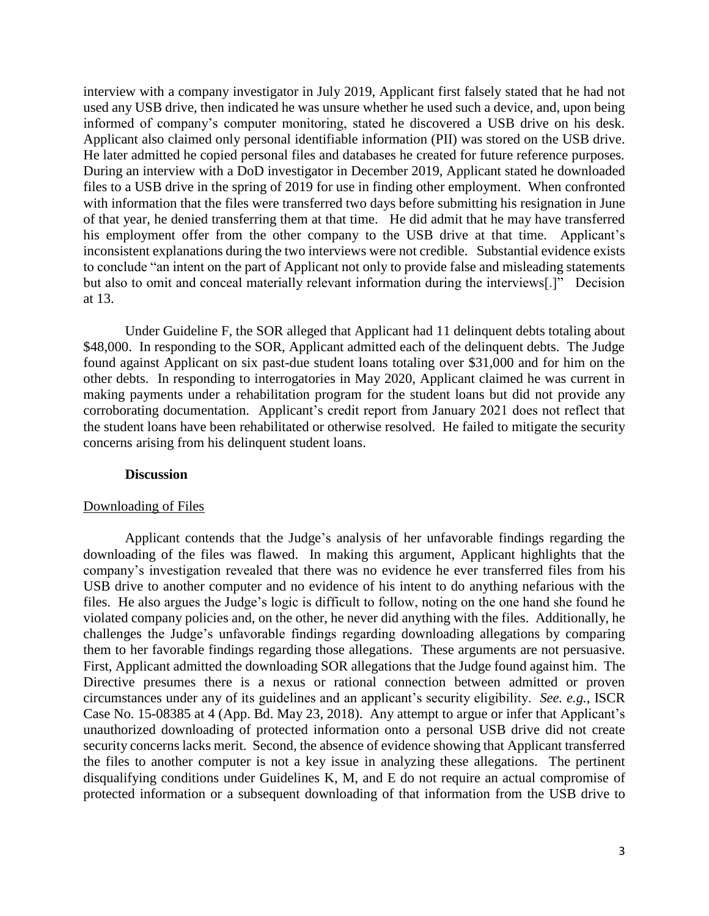interview with a company investigator in July 2019, Applicant first falsely stated that he had not used any USB drive, then indicated he was unsure whether he used such a device, and, upon being informed of company's computer monitoring, stated he discovered a USB drive on his desk. Applicant also claimed only personal identifiable information (PII) was stored on the USB drive. He later admitted he copied personal files and databases he created for future reference purposes. During an interview with a DoD investigator in December 2019, Applicant stated he downloaded files to a USB drive in the spring of 2019 for use in finding other employment. When confronted with information that the files were transferred two days before submitting his resignation in June of that year, he denied transferring them at that time. He did admit that he may have transferred his employment offer from the other company to the USB drive at that time. Applicant's inconsistent explanations during the two interviews were not credible. Substantial evidence exists to conclude "an intent on the part of Applicant not only to provide false and misleading statements but also to omit and conceal materially relevant information during the interviews[.]" Decision at 13.

Under Guideline F, the SOR alleged that Applicant had 11 delinquent debts totaling about $48,000. In responding to the SOR, Applicant admitted each of the delinquent debts. The Judge found against Applicant on six past-due student loans totaling over $31,000 and for him on the other debts. In responding to interrogatories in May 2020, Applicant claimed he was current in making payments under a rehabilitation program for the student loans but did not provide any corroborating documentation. Applicant's credit report from January 2021 does not reflect that the student loans have been rehabilitated or otherwise resolved. He failed to mitigate the security concerns arising from his delinquent student loans.

## Discussion

### Downloading of Files

Applicant contends that the Judge's analysis of her unfavorable findings regarding the downloading of the files was flawed. In making this argument, Applicant highlights that the company's investigation revealed that there was no evidence he ever transferred files from his USB drive to another computer and no evidence of his intent to do anything nefarious with the files. He also argues the Judge's logic is difficult to follow, noting on the one hand she found he violated company policies and, on the other, he never did anything with the files. Additionally, he challenges the Judge's unfavorable findings regarding downloading allegations by comparing them to her favorable findings regarding those allegations. These arguments are not persuasive. First, Applicant admitted the downloading SOR allegations that the Judge found against him. The Directive presumes there is a nexus or rational connection between admitted or proven circumstances under any of its guidelines and an applicant's security eligibility. *See. e.g.*, ISCR Case No. 15-08385 at 4 (App. Bd. May 23, 2018). Any attempt to argue or infer that Applicant's unauthorized downloading of protected information onto a personal USB drive did not create security concerns lacks merit. Second, the absence of evidence showing that Applicant transferred the files to another computer is not a key issue in analyzing these allegations. The pertinent disqualifying conditions under Guidelines K, M, and E do not require an actual compromise of protected information or a subsequent downloading of that information from the USB drive to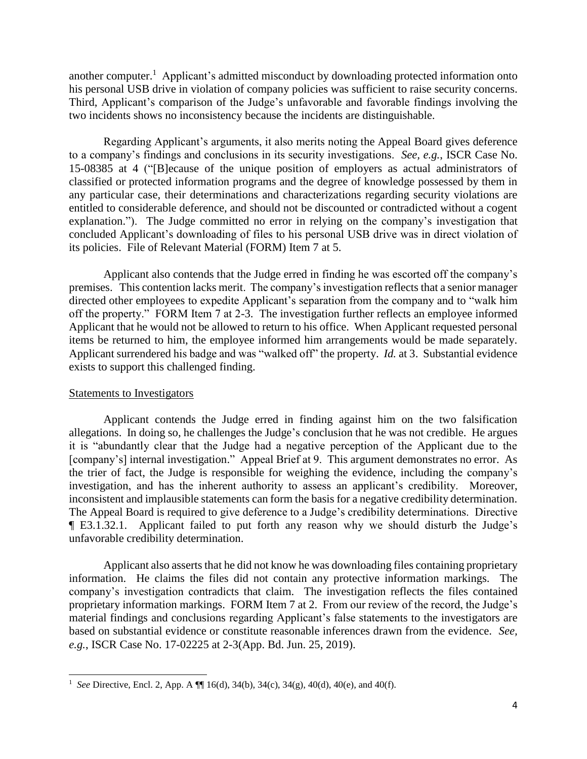another computer.[1] Applicant's admitted misconduct by downloading protected information onto his personal USB drive in violation of company policies was sufficient to raise security concerns. Third, Applicant's comparison of the Judge's unfavorable and favorable findings involving the two incidents shows no inconsistency because the incidents are distinguishable.

Regarding Applicant's arguments, it also merits noting the Appeal Board gives deference to a company's findings and conclusions in its security investigations. *See, e.g.*, ISCR Case No. 15-08385 at 4 ("[B]ecause of the unique position of employers as actual administrators of classified or protected information programs and the degree of knowledge possessed by them in any particular case, their determinations and characterizations regarding security violations are entitled to considerable deference, and should not be discounted or contradicted without a cogent explanation."). The Judge committed no error in relying on the company's investigation that concluded Applicant's downloading of files to his personal USB drive was in direct violation of its policies. File of Relevant Material (FORM) Item 7 at 5.

Applicant also contends that the Judge erred in finding he was escorted off the company's premises. This contention lacks merit. The company's investigation reflects that a senior manager directed other employees to expedite Applicant's separation from the company and to "walk him off the property." FORM Item 7 at 2-3. The investigation further reflects an employee informed Applicant that he would not be allowed to return to his office. When Applicant requested personal items be returned to him, the employee informed him arrangements would be made separately. Applicant surrendered his badge and was "walked off" the property. *Id.* at 3. Substantial evidence exists to support this challenged finding.

<u>Statements to Investigators</u>

Applicant contends the Judge erred in finding against him on the two falsification allegations. In doing so, he challenges the Judge's conclusion that he was not credible. He argues it is "abundantly clear that the Judge had a negative perception of the Applicant due to the [company's] internal investigation." Appeal Brief at 9. This argument demonstrates no error. As the trier of fact, the Judge is responsible for weighing the evidence, including the company's investigation, and has the inherent authority to assess an applicant's credibility. Moreover, inconsistent and implausible statements can form the basis for a negative credibility determination. The Appeal Board is required to give deference to a Judge's credibility determinations. Directive ¶ E3.1.32.1. Applicant failed to put forth any reason why we should disturb the Judge's unfavorable credibility determination.

Applicant also asserts that he did not know he was downloading files containing proprietary information. He claims the files did not contain any protective information markings. The company's investigation contradicts that claim. The investigation reflects the files contained proprietary information markings. FORM Item 7 at 2. From our review of the record, the Judge's material findings and conclusions regarding Applicant's false statements to the investigators are based on substantial evidence or constitute reasonable inferences drawn from the evidence. *See, e.g.*, ISCR Case No. 17-02225 at 2-3(App. Bd. Jun. 25, 2019).

---

[1] *See* Directive, Encl. 2, App. A ¶¶ 16(d), 34(b), 34(c), 34(g), 40(d), 40(e), and 40(f).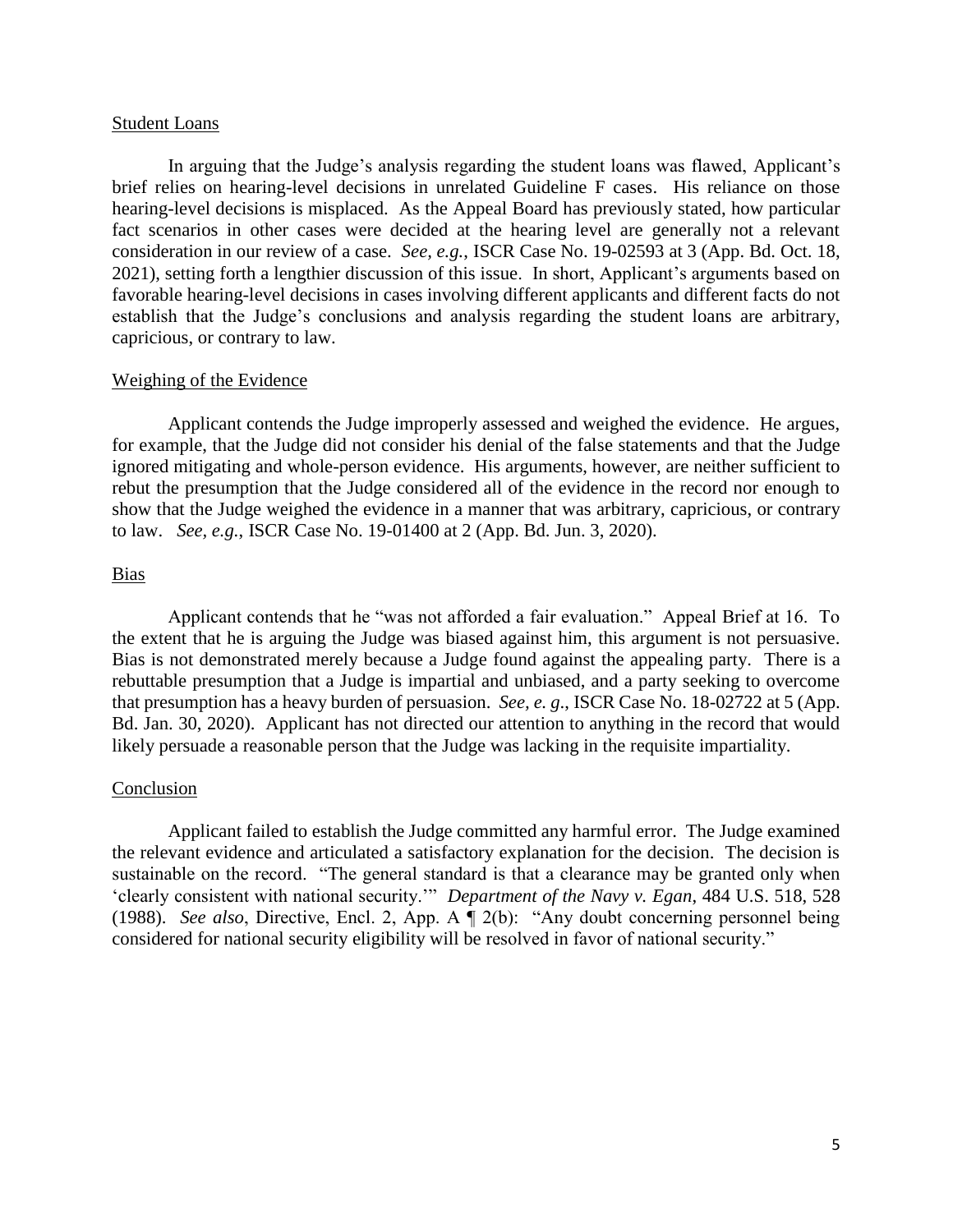Student Loans

In arguing that the Judge's analysis regarding the student loans was flawed, Applicant's brief relies on hearing-level decisions in unrelated Guideline F cases. His reliance on those hearing-level decisions is misplaced. As the Appeal Board has previously stated, how particular fact scenarios in other cases were decided at the hearing level are generally not a relevant consideration in our review of a case. *See, e.g.*, ISCR Case No. 19-02593 at 3 (App. Bd. Oct. 18, 2021), setting forth a lengthier discussion of this issue. In short, Applicant's arguments based on favorable hearing-level decisions in cases involving different applicants and different facts do not establish that the Judge's conclusions and analysis regarding the student loans are arbitrary, capricious, or contrary to law.

Weighing of the Evidence

Applicant contends the Judge improperly assessed and weighed the evidence. He argues, for example, that the Judge did not consider his denial of the false statements and that the Judge ignored mitigating and whole-person evidence. His arguments, however, are neither sufficient to rebut the presumption that the Judge considered all of the evidence in the record nor enough to show that the Judge weighed the evidence in a manner that was arbitrary, capricious, or contrary to law. *See, e.g.*, ISCR Case No. 19-01400 at 2 (App. Bd. Jun. 3, 2020).

Bias

Applicant contends that he "was not afforded a fair evaluation." Appeal Brief at 16. To the extent that he is arguing the Judge was biased against him, this argument is not persuasive. Bias is not demonstrated merely because a Judge found against the appealing party. There is a rebuttable presumption that a Judge is impartial and unbiased, and a party seeking to overcome that presumption has a heavy burden of persuasion. *See, e. g*., ISCR Case No. 18-02722 at 5 (App. Bd. Jan. 30, 2020). Applicant has not directed our attention to anything in the record that would likely persuade a reasonable person that the Judge was lacking in the requisite impartiality.

Conclusion

Applicant failed to establish the Judge committed any harmful error. The Judge examined the relevant evidence and articulated a satisfactory explanation for the decision. The decision is sustainable on the record. "The general standard is that a clearance may be granted only when 'clearly consistent with national security.'" *Department of the Navy v. Egan*, 484 U.S. 518, 528 (1988). *See also*, Directive, Encl. 2, App. A ¶ 2(b): "Any doubt concerning personnel being considered for national security eligibility will be resolved in favor of national security."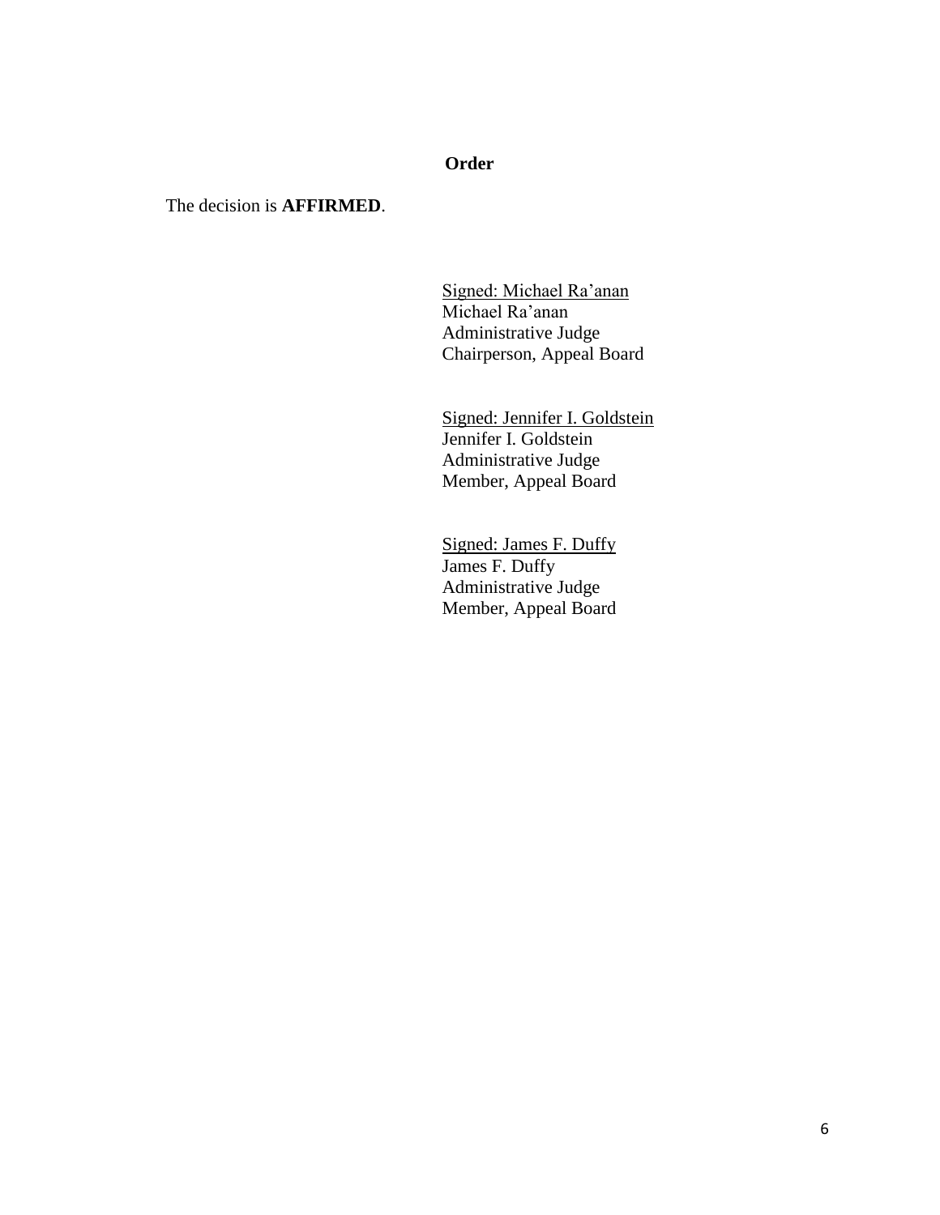## Order

The decision is **AFFIRMED**.

Signed: Michael Ra'anan
Michael Ra'anan
Administrative Judge
Chairperson, Appeal Board

Signed: Jennifer I. Goldstein
Jennifer I. Goldstein
Administrative Judge
Member, Appeal Board

Signed: James F. Duffy
James F. Duffy
Administrative Judge
Member, Appeal Board